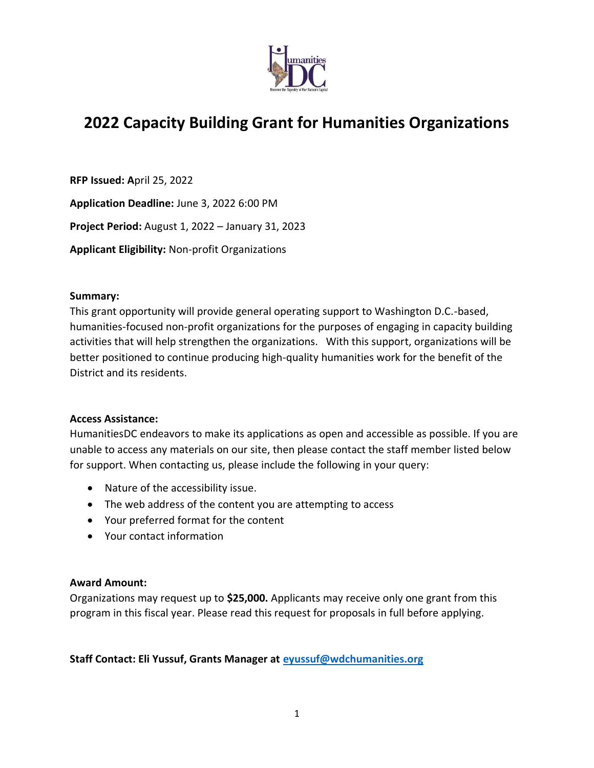# 2022 Capacity Building Grant for Humanities Organizations

**RFP Issued: A**pril 25, 2022

**Application Deadline:** June 3, 2022 6:00 PM

**Project Period:** August 1, 2022 – January 31, 2023

**Applicant Eligibility:** Non-profit Organizations

**Summary:**
This grant opportunity will provide general operating support to Washington D.C.-based, humanities-focused non-profit organizations for the purposes of engaging in capacity building activities that will help strengthen the organizations. With this support, organizations will be better positioned to continue producing high-quality humanities work for the benefit of the District and its residents.

**Access Assistance:**
HumanitiesDC endeavors to make its applications as open and accessible as possible. If you are unable to access any materials on our site, then please contact the staff member listed below for support. When contacting us, please include the following in your query:

- Nature of the accessibility issue.
- The web address of the content you are attempting to access
- Your preferred format for the content
- Your contact information

**Award Amount:**
Organizations may request up to **$25,000.** Applicants may receive only one grant from this program in this fiscal year. Please read this request for proposals in full before applying.

**Staff Contact: Eli Yussuf, Grants Manager at eyussuf@wdchumanities.org**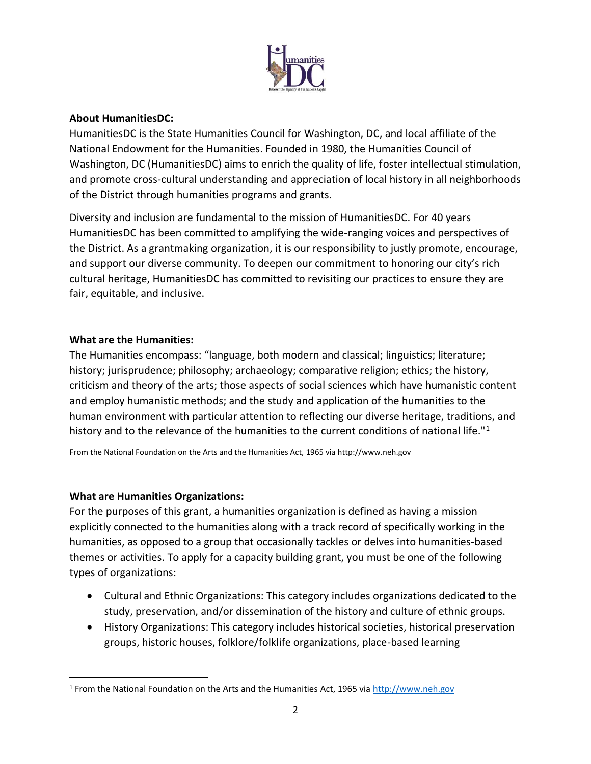**About HumanitiesDC:**

HumanitiesDC is the State Humanities Council for Washington, DC, and local affiliate of the National Endowment for the Humanities. Founded in 1980, the Humanities Council of Washington, DC (HumanitiesDC) aims to enrich the quality of life, foster intellectual stimulation, and promote cross-cultural understanding and appreciation of local history in all neighborhoods of the District through humanities programs and grants.

Diversity and inclusion are fundamental to the mission of HumanitiesDC. For 40 years HumanitiesDC has been committed to amplifying the wide-ranging voices and perspectives of the District. As a grantmaking organization, it is our responsibility to justly promote, encourage, and support our diverse community. To deepen our commitment to honoring our city's rich cultural heritage, HumanitiesDC has committed to revisiting our practices to ensure they are fair, equitable, and inclusive.

**What are the Humanities:**

The Humanities encompass: "language, both modern and classical; linguistics; literature; history; jurisprudence; philosophy; archaeology; comparative religion; ethics; the history, criticism and theory of the arts; those aspects of social sciences which have humanistic content and employ humanistic methods; and the study and application of the humanities to the human environment with particular attention to reflecting our diverse heritage, traditions, and history and to the relevance of the humanities to the current conditions of national life."[1]

From the National Foundation on the Arts and the Humanities Act, 1965 via http://www.neh.gov

**What are Humanities Organizations:**

For the purposes of this grant, a humanities organization is defined as having a mission explicitly connected to the humanities along with a track record of specifically working in the humanities, as opposed to a group that occasionally tackles or delves into humanities-based themes or activities. To apply for a capacity building grant, you must be one of the following types of organizations:

- Cultural and Ethnic Organizations: This category includes organizations dedicated to the study, preservation, and/or dissemination of the history and culture of ethnic groups.
- History Organizations: This category includes historical societies, historical preservation groups, historic houses, folklore/folklife organizations, place-based learning

[1] From the National Foundation on the Arts and the Humanities Act, 1965 via http://www.neh.gov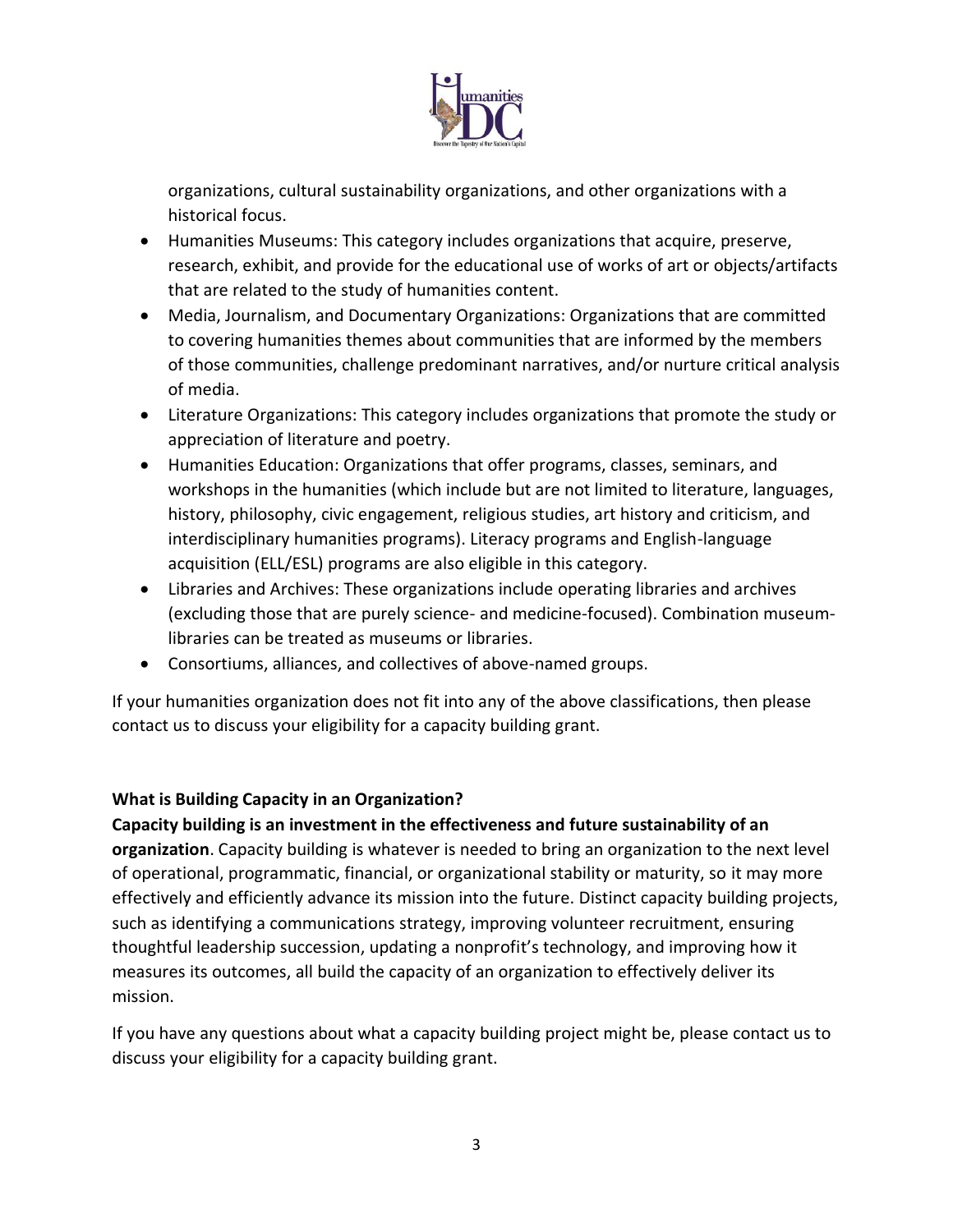organizations, cultural sustainability organizations, and other organizations with a historical focus.

- Humanities Museums: This category includes organizations that acquire, preserve, research, exhibit, and provide for the educational use of works of art or objects/artifacts that are related to the study of humanities content.
- Media, Journalism, and Documentary Organizations: Organizations that are committed to covering humanities themes about communities that are informed by the members of those communities, challenge predominant narratives, and/or nurture critical analysis of media.
- Literature Organizations: This category includes organizations that promote the study or appreciation of literature and poetry.
- Humanities Education: Organizations that offer programs, classes, seminars, and workshops in the humanities (which include but are not limited to literature, languages, history, philosophy, civic engagement, religious studies, art history and criticism, and interdisciplinary humanities programs). Literacy programs and English-language acquisition (ELL/ESL) programs are also eligible in this category.
- Libraries and Archives: These organizations include operating libraries and archives (excluding those that are purely science- and medicine-focused). Combination museum-libraries can be treated as museums or libraries.
- Consortiums, alliances, and collectives of above-named groups.

If your humanities organization does not fit into any of the above classifications, then please contact us to discuss your eligibility for a capacity building grant.

**What is Building Capacity in an Organization?**

**Capacity building is an investment in the effectiveness and future sustainability of an organization**. Capacity building is whatever is needed to bring an organization to the next level of operational, programmatic, financial, or organizational stability or maturity, so it may more effectively and efficiently advance its mission into the future. Distinct capacity building projects, such as identifying a communications strategy, improving volunteer recruitment, ensuring thoughtful leadership succession, updating a nonprofit's technology, and improving how it measures its outcomes, all build the capacity of an organization to effectively deliver its mission.

If you have any questions about what a capacity building project might be, please contact us to discuss your eligibility for a capacity building grant.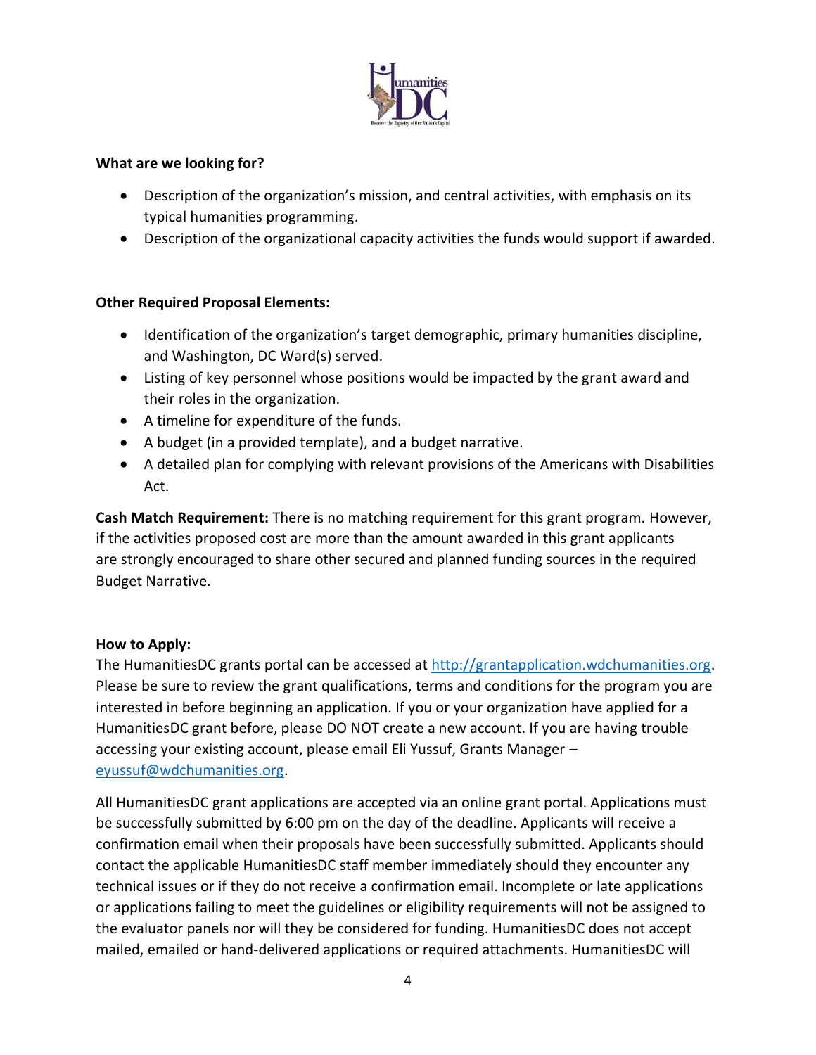**What are we looking for?**

- Description of the organization's mission, and central activities, with emphasis on its typical humanities programming.
- Description of the organizational capacity activities the funds would support if awarded.

**Other Required Proposal Elements:**

- Identification of the organization's target demographic, primary humanities discipline, and Washington, DC Ward(s) served.
- Listing of key personnel whose positions would be impacted by the grant award and their roles in the organization.
- A timeline for expenditure of the funds.
- A budget (in a provided template), and a budget narrative.
- A detailed plan for complying with relevant provisions of the Americans with Disabilities Act.

**Cash Match Requirement:** There is no matching requirement for this grant program. However, if the activities proposed cost are more than the amount awarded in this grant applicants are strongly encouraged to share other secured and planned funding sources in the required Budget Narrative.

**How to Apply:**

The HumanitiesDC grants portal can be accessed at [http://grantapplication.wdchumanities.org](http://grantapplication.wdchumanities.org). Please be sure to review the grant qualifications, terms and conditions for the program you are interested in before beginning an application. If you or your organization have applied for a HumanitiesDC grant before, please DO NOT create a new account. If you are having trouble accessing your existing account, please email Eli Yussuf, Grants Manager – [eyussuf@wdchumanities.org](mailto:eyussuf@wdchumanities.org).

All HumanitiesDC grant applications are accepted via an online grant portal. Applications must be successfully submitted by 6:00 pm on the day of the deadline. Applicants will receive a confirmation email when their proposals have been successfully submitted. Applicants should contact the applicable HumanitiesDC staff member immediately should they encounter any technical issues or if they do not receive a confirmation email. Incomplete or late applications or applications failing to meet the guidelines or eligibility requirements will not be assigned to the evaluator panels nor will they be considered for funding. HumanitiesDC does not accept mailed, emailed or hand-delivered applications or required attachments. HumanitiesDC will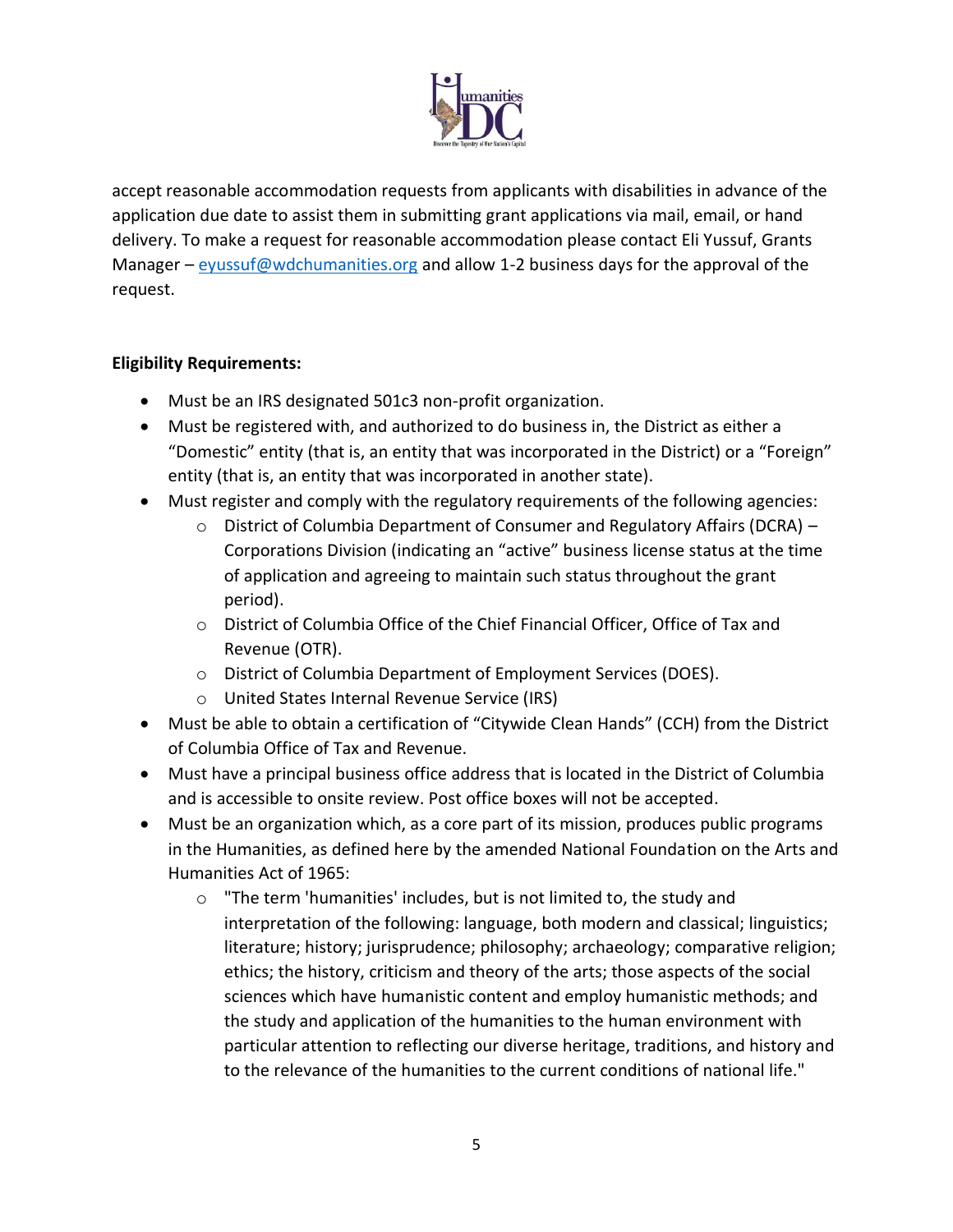accept reasonable accommodation requests from applicants with disabilities in advance of the application due date to assist them in submitting grant applications via mail, email, or hand delivery. To make a request for reasonable accommodation please contact Eli Yussuf, Grants Manager – [eyussuf@wdchumanities.org](mailto:eyussuf@wdchumanities.org) and allow 1-2 business days for the approval of the request.

**Eligibility Requirements:**

- Must be an IRS designated 501c3 non-profit organization.
- Must be registered with, and authorized to do business in, the District as either a "Domestic" entity (that is, an entity that was incorporated in the District) or a "Foreign" entity (that is, an entity that was incorporated in another state).
- Must register and comply with the regulatory requirements of the following agencies:
  - District of Columbia Department of Consumer and Regulatory Affairs (DCRA) – Corporations Division (indicating an "active" business license status at the time of application and agreeing to maintain such status throughout the grant period).
  - District of Columbia Office of the Chief Financial Officer, Office of Tax and Revenue (OTR).
  - District of Columbia Department of Employment Services (DOES).
  - United States Internal Revenue Service (IRS)
- Must be able to obtain a certification of "Citywide Clean Hands" (CCH) from the District of Columbia Office of Tax and Revenue.
- Must have a principal business office address that is located in the District of Columbia and is accessible to onsite review. Post office boxes will not be accepted.
- Must be an organization which, as a core part of its mission, produces public programs in the Humanities, as defined here by the amended National Foundation on the Arts and Humanities Act of 1965:
  - "The term 'humanities' includes, but is not limited to, the study and interpretation of the following: language, both modern and classical; linguistics; literature; history; jurisprudence; philosophy; archaeology; comparative religion; ethics; the history, criticism and theory of the arts; those aspects of the social sciences which have humanistic content and employ humanistic methods; and the study and application of the humanities to the human environment with particular attention to reflecting our diverse heritage, traditions, and history and to the relevance of the humanities to the current conditions of national life."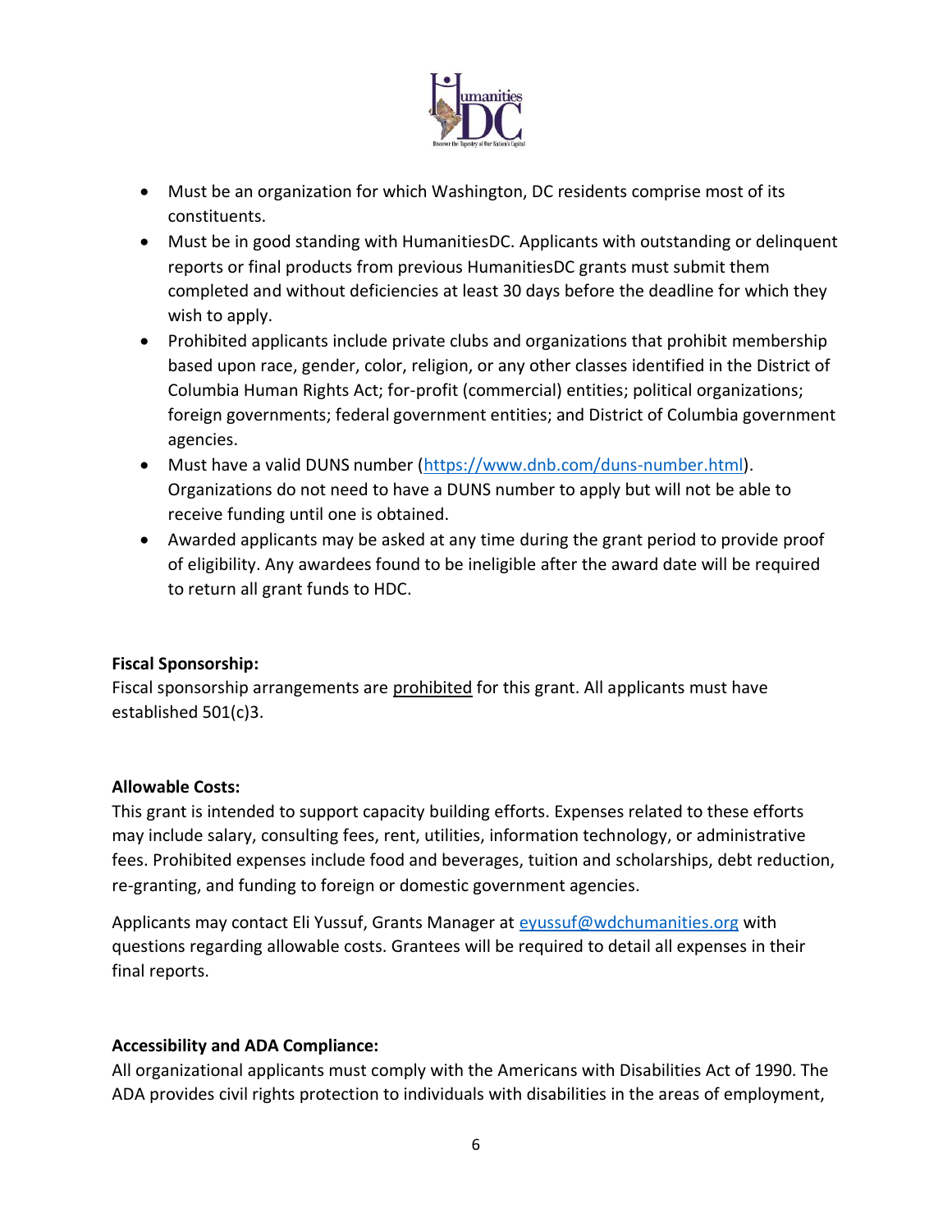- Must be an organization for which Washington, DC residents comprise most of its constituents.
- Must be in good standing with HumanitiesDC. Applicants with outstanding or delinquent reports or final products from previous HumanitiesDC grants must submit them completed and without deficiencies at least 30 days before the deadline for which they wish to apply.
- Prohibited applicants include private clubs and organizations that prohibit membership based upon race, gender, color, religion, or any other classes identified in the District of Columbia Human Rights Act; for-profit (commercial) entities; political organizations; foreign governments; federal government entities; and District of Columbia government agencies.
- Must have a valid DUNS number (https://www.dnb.com/duns-number.html). Organizations do not need to have a DUNS number to apply but will not be able to receive funding until one is obtained.
- Awarded applicants may be asked at any time during the grant period to provide proof of eligibility. Any awardees found to be ineligible after the award date will be required to return all grant funds to HDC.

**Fiscal Sponsorship:**
Fiscal sponsorship arrangements are prohibited for this grant. All applicants must have established 501(c)3.

**Allowable Costs:**
This grant is intended to support capacity building efforts. Expenses related to these efforts may include salary, consulting fees, rent, utilities, information technology, or administrative fees. Prohibited expenses include food and beverages, tuition and scholarships, debt reduction, re-granting, and funding to foreign or domestic government agencies.

Applicants may contact Eli Yussuf, Grants Manager at eyussuf@wdchumanities.org with questions regarding allowable costs. Grantees will be required to detail all expenses in their final reports.

**Accessibility and ADA Compliance:**
All organizational applicants must comply with the Americans with Disabilities Act of 1990. The ADA provides civil rights protection to individuals with disabilities in the areas of employment,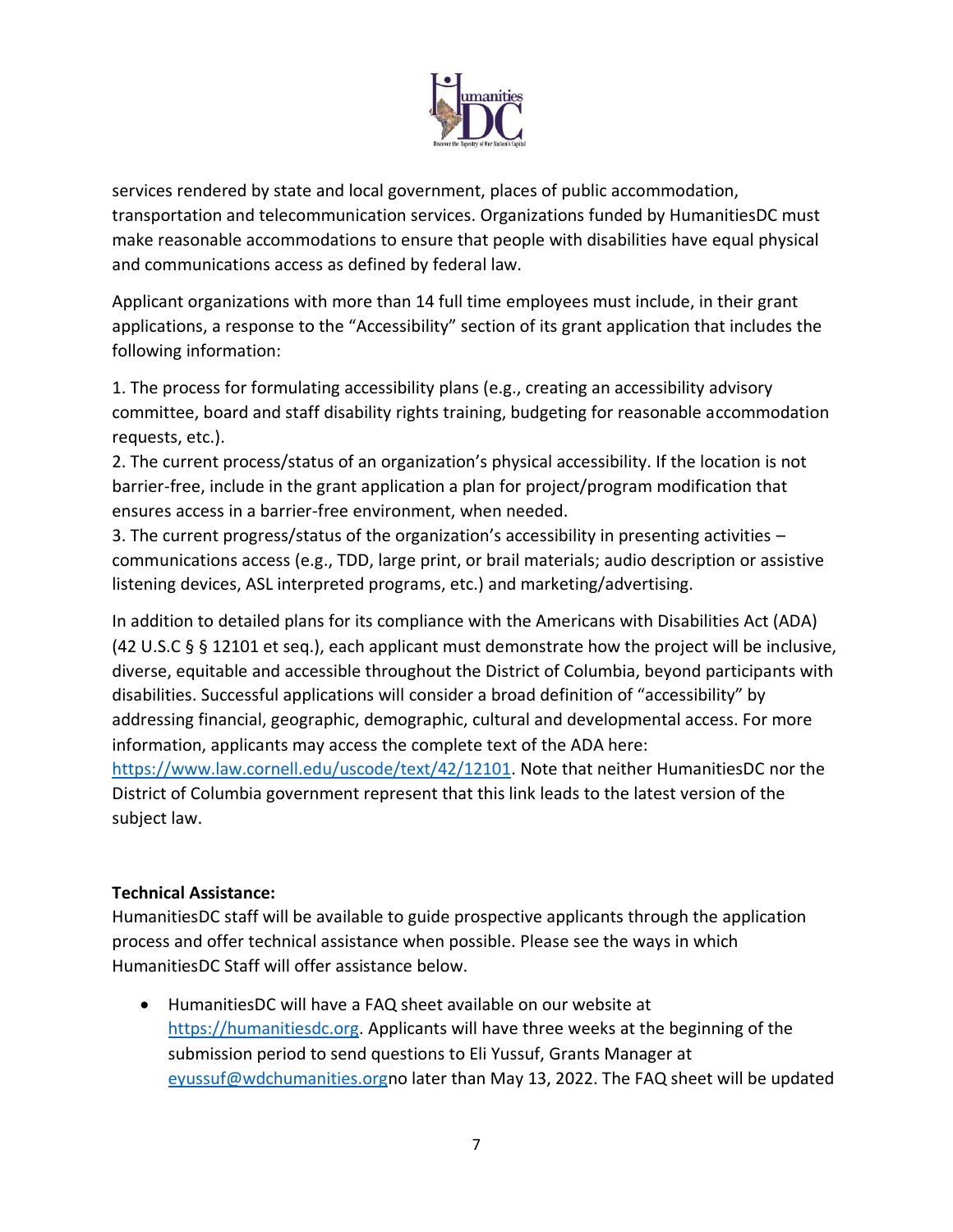services rendered by state and local government, places of public accommodation, transportation and telecommunication services. Organizations funded by HumanitiesDC must make reasonable accommodations to ensure that people with disabilities have equal physical and communications access as defined by federal law.

Applicant organizations with more than 14 full time employees must include, in their grant applications, a response to the "Accessibility" section of its grant application that includes the following information:

1. The process for formulating accessibility plans (e.g., creating an accessibility advisory committee, board and staff disability rights training, budgeting for reasonable accommodation requests, etc.).
2. The current process/status of an organization's physical accessibility. If the location is not barrier-free, include in the grant application a plan for project/program modification that ensures access in a barrier-free environment, when needed.
3. The current progress/status of the organization's accessibility in presenting activities – communications access (e.g., TDD, large print, or brail materials; audio description or assistive listening devices, ASL interpreted programs, etc.) and marketing/advertising.

In addition to detailed plans for its compliance with the Americans with Disabilities Act (ADA) (42 U.S.C § § 12101 et seq.), each applicant must demonstrate how the project will be inclusive, diverse, equitable and accessible throughout the District of Columbia, beyond participants with disabilities. Successful applications will consider a broad definition of "accessibility" by addressing financial, geographic, demographic, cultural and developmental access. For more information, applicants may access the complete text of the ADA here: https://www.law.cornell.edu/uscode/text/42/12101. Note that neither HumanitiesDC nor the District of Columbia government represent that this link leads to the latest version of the subject law.

**Technical Assistance:**

HumanitiesDC staff will be available to guide prospective applicants through the application process and offer technical assistance when possible. Please see the ways in which HumanitiesDC Staff will offer assistance below.

- HumanitiesDC will have a FAQ sheet available on our website at https://humanitiesdc.org. Applicants will have three weeks at the beginning of the submission period to send questions to Eli Yussuf, Grants Manager at eyussuf@wdchumanities.orgno later than May 13, 2022. The FAQ sheet will be updated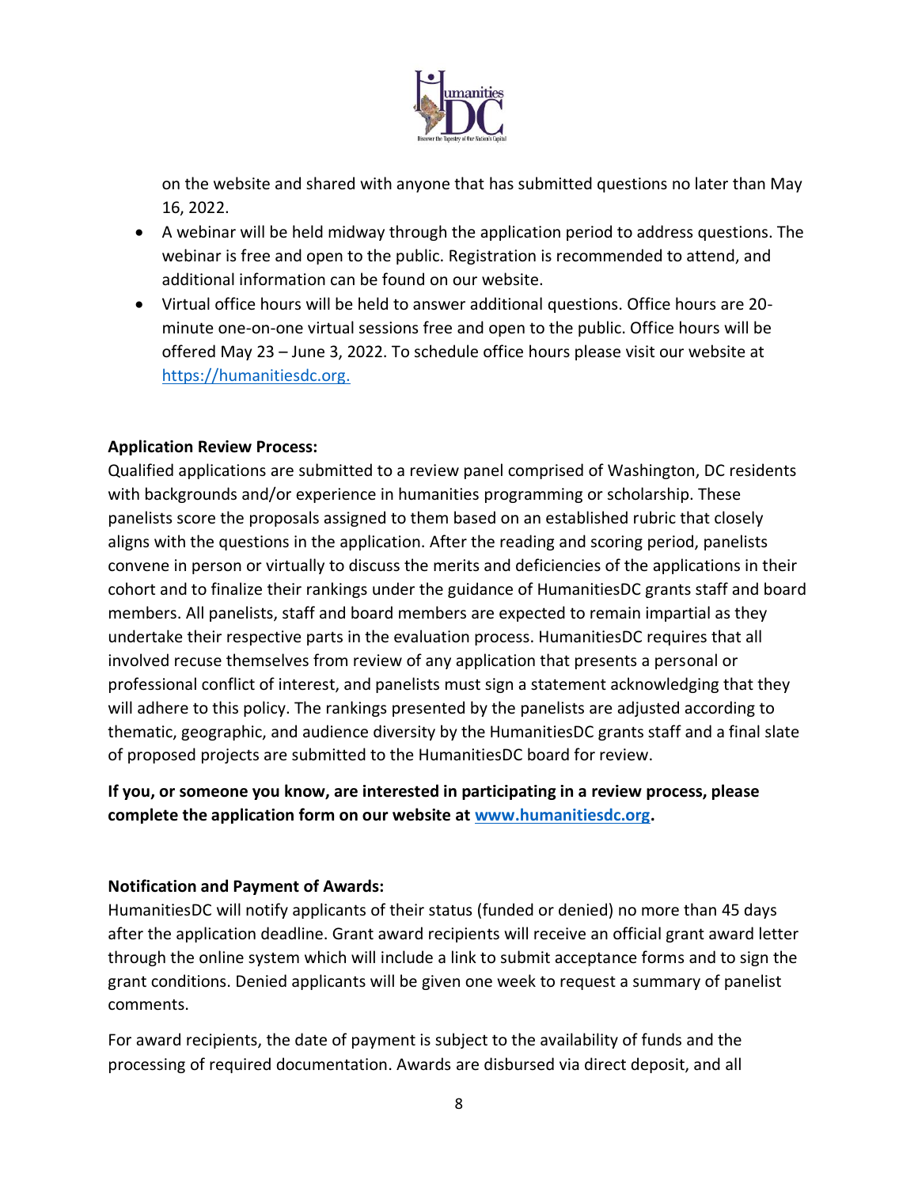on the website and shared with anyone that has submitted questions no later than May 16, 2022.

- A webinar will be held midway through the application period to address questions. The webinar is free and open to the public. Registration is recommended to attend, and additional information can be found on our website.
- Virtual office hours will be held to answer additional questions. Office hours are 20-minute one-on-one virtual sessions free and open to the public. Office hours will be offered May 23 – June 3, 2022. To schedule office hours please visit our website at [https://humanitiesdc.org.](https://humanitiesdc.org)

**Application Review Process:**

Qualified applications are submitted to a review panel comprised of Washington, DC residents with backgrounds and/or experience in humanities programming or scholarship. These panelists score the proposals assigned to them based on an established rubric that closely aligns with the questions in the application. After the reading and scoring period, panelists convene in person or virtually to discuss the merits and deficiencies of the applications in their cohort and to finalize their rankings under the guidance of HumanitiesDC grants staff and board members. All panelists, staff and board members are expected to remain impartial as they undertake their respective parts in the evaluation process. HumanitiesDC requires that all involved recuse themselves from review of any application that presents a personal or professional conflict of interest, and panelists must sign a statement acknowledging that they will adhere to this policy. The rankings presented by the panelists are adjusted according to thematic, geographic, and audience diversity by the HumanitiesDC grants staff and a final slate of proposed projects are submitted to the HumanitiesDC board for review.

**If you, or someone you know, are interested in participating in a review process, please complete the application form on our website at [www.humanitiesdc.org](http://www.humanitiesdc.org).**

**Notification and Payment of Awards:**

HumanitiesDC will notify applicants of their status (funded or denied) no more than 45 days after the application deadline. Grant award recipients will receive an official grant award letter through the online system which will include a link to submit acceptance forms and to sign the grant conditions. Denied applicants will be given one week to request a summary of panelist comments.

For award recipients, the date of payment is subject to the availability of funds and the processing of required documentation. Awards are disbursed via direct deposit, and all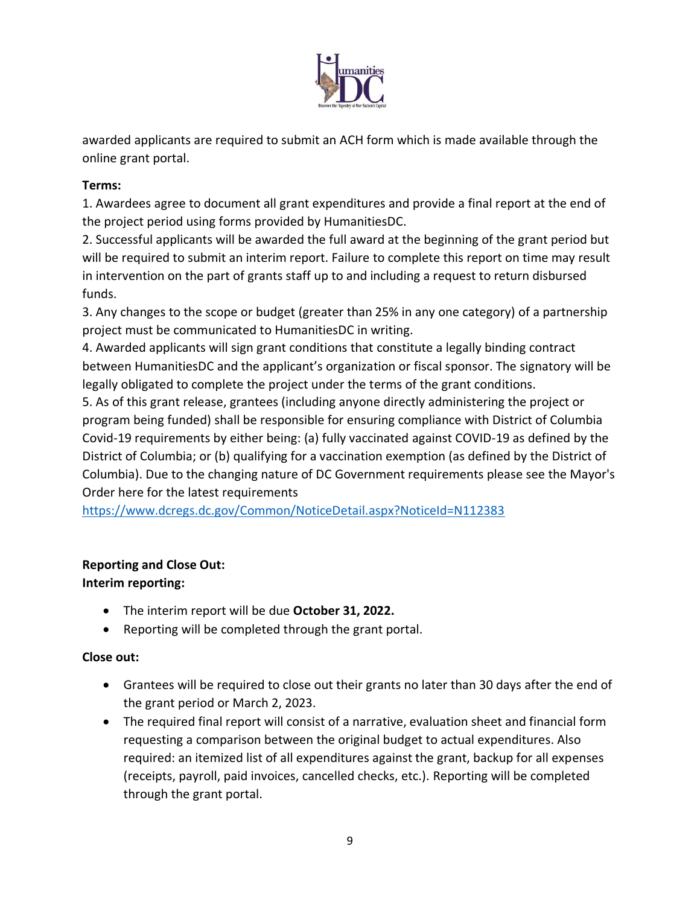awarded applicants are required to submit an ACH form which is made available through the online grant portal.

**Terms:**

1. Awardees agree to document all grant expenditures and provide a final report at the end of the project period using forms provided by HumanitiesDC.
2. Successful applicants will be awarded the full award at the beginning of the grant period but will be required to submit an interim report. Failure to complete this report on time may result in intervention on the part of grants staff up to and including a request to return disbursed funds.
3. Any changes to the scope or budget (greater than 25% in any one category) of a partnership project must be communicated to HumanitiesDC in writing.
4. Awarded applicants will sign grant conditions that constitute a legally binding contract between HumanitiesDC and the applicant's organization or fiscal sponsor. The signatory will be legally obligated to complete the project under the terms of the grant conditions.
5. As of this grant release, grantees (including anyone directly administering the project or program being funded) shall be responsible for ensuring compliance with District of Columbia Covid-19 requirements by either being: (a) fully vaccinated against COVID-19 as defined by the District of Columbia; or (b) qualifying for a vaccination exemption (as defined by the District of Columbia). Due to the changing nature of DC Government requirements please see the Mayor's Order here for the latest requirements https://www.dcregs.dc.gov/Common/NoticeDetail.aspx?NoticeId=N112383

**Reporting and Close Out:**

**Interim reporting:**

- The interim report will be due **October 31, 2022.**
- Reporting will be completed through the grant portal.

**Close out:**

- Grantees will be required to close out their grants no later than 30 days after the end of the grant period or March 2, 2023.
- The required final report will consist of a narrative, evaluation sheet and financial form requesting a comparison between the original budget to actual expenditures. Also required: an itemized list of all expenditures against the grant, backup for all expenses (receipts, payroll, paid invoices, cancelled checks, etc.). Reporting will be completed through the grant portal.